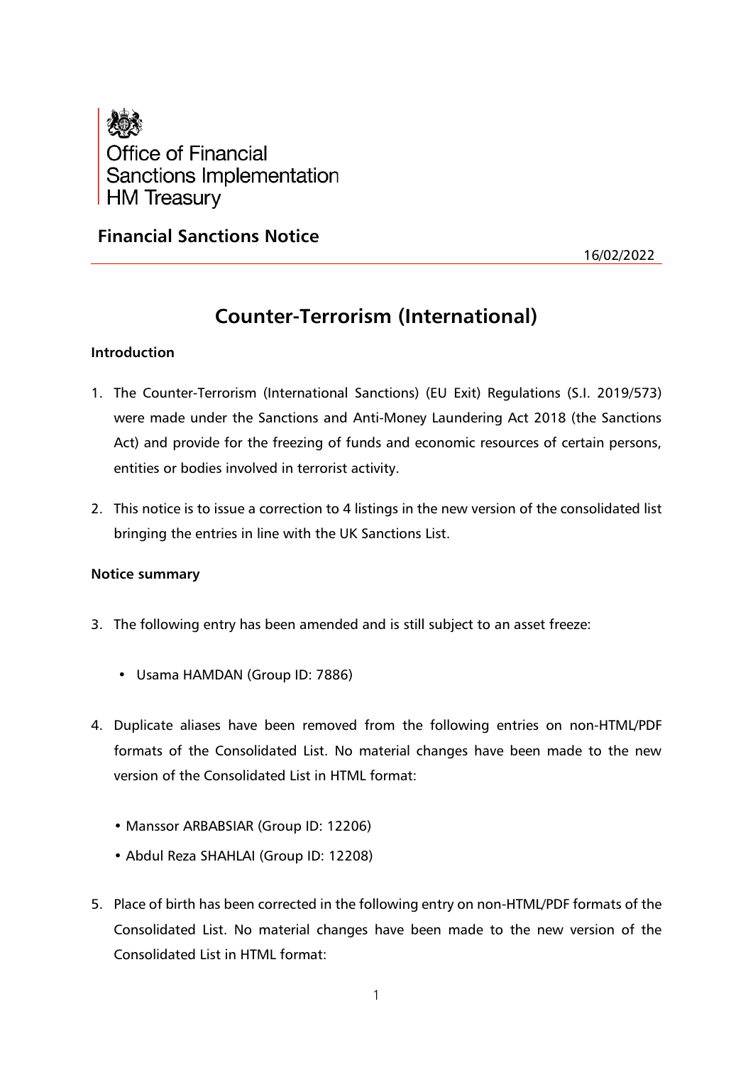Office of Financial Sanctions Implementation
HM Treasury

## Financial Sanctions Notice

16/02/2022

# Counter-Terrorism (International)

### Introduction

1. The Counter-Terrorism (International Sanctions) (EU Exit) Regulations (S.I. 2019/573) were made under the Sanctions and Anti-Money Laundering Act 2018 (the Sanctions Act) and provide for the freezing of funds and economic resources of certain persons, entities or bodies involved in terrorist activity.

2. This notice is to issue a correction to 4 listings in the new version of the consolidated list bringing the entries in line with the UK Sanctions List.

### Notice summary

3. The following entry has been amended and is still subject to an asset freeze:

   - Usama HAMDAN (Group ID: 7886)

4. Duplicate aliases have been removed from the following entries on non-HTML/PDF formats of the Consolidated List. No material changes have been made to the new version of the Consolidated List in HTML format:

   - Manssor ARBABSIAR (Group ID: 12206)
   - Abdul Reza SHAHLAI (Group ID: 12208)

5. Place of birth has been corrected in the following entry on non-HTML/PDF formats of the Consolidated List. No material changes have been made to the new version of the Consolidated List in HTML format: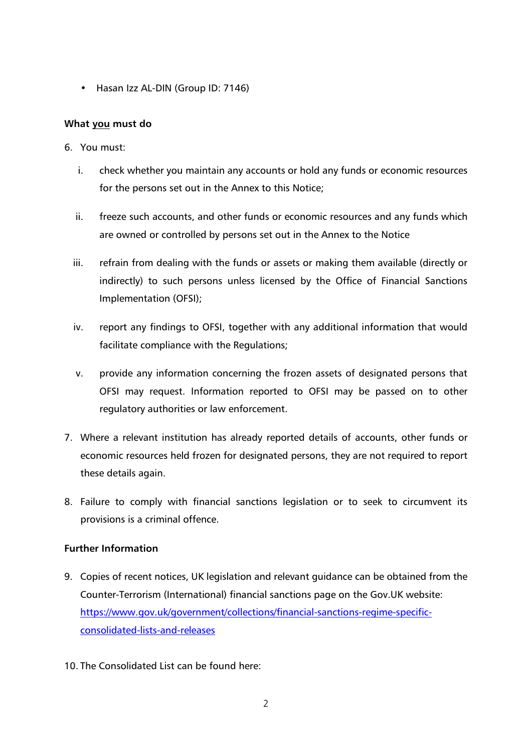- Hasan Izz AL-DIN (Group ID: 7146)

**What you must do**

6. You must:

   i. check whether you maintain any accounts or hold any funds or economic resources for the persons set out in the Annex to this Notice;

   ii. freeze such accounts, and other funds or economic resources and any funds which are owned or controlled by persons set out in the Annex to the Notice

   iii. refrain from dealing with the funds or assets or making them available (directly or indirectly) to such persons unless licensed by the Office of Financial Sanctions Implementation (OFSI);

   iv. report any findings to OFSI, together with any additional information that would facilitate compliance with the Regulations;

   v. provide any information concerning the frozen assets of designated persons that OFSI may request. Information reported to OFSI may be passed on to other regulatory authorities or law enforcement.

7. Where a relevant institution has already reported details of accounts, other funds or economic resources held frozen for designated persons, they are not required to report these details again.

8. Failure to comply with financial sanctions legislation or to seek to circumvent its provisions is a criminal offence.

**Further Information**

9. Copies of recent notices, UK legislation and relevant guidance can be obtained from the Counter-Terrorism (International) financial sanctions page on the Gov.UK website: https://www.gov.uk/government/collections/financial-sanctions-regime-specific-consolidated-lists-and-releases

10. The Consolidated List can be found here: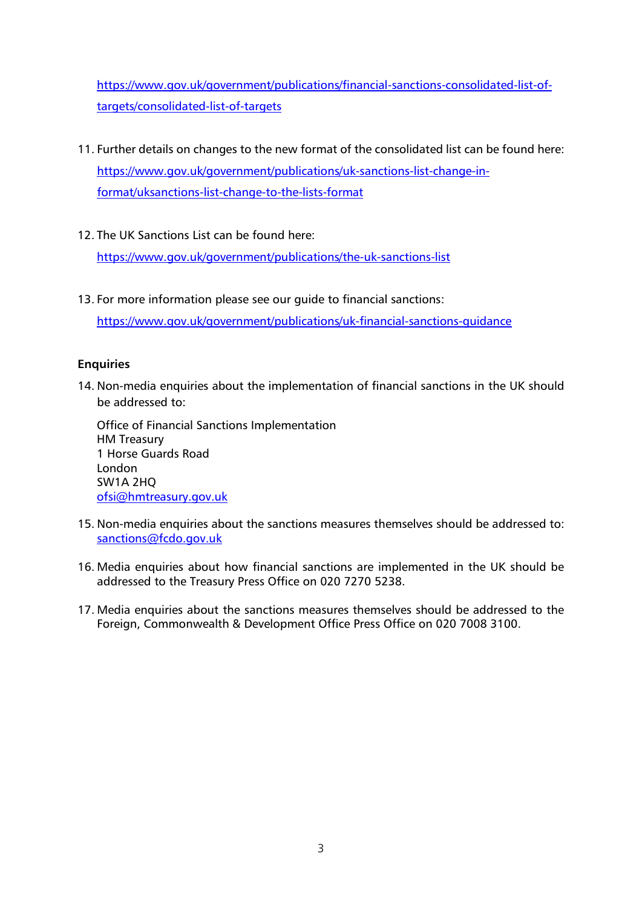https://www.gov.uk/government/publications/financial-sanctions-consolidated-list-of-targets/consolidated-list-of-targets

11. Further details on changes to the new format of the consolidated list can be found here: https://www.gov.uk/government/publications/uk-sanctions-list-change-in-format/uksanctions-list-change-to-the-lists-format

12. The UK Sanctions List can be found here: https://www.gov.uk/government/publications/the-uk-sanctions-list

13. For more information please see our guide to financial sanctions: https://www.gov.uk/government/publications/uk-financial-sanctions-guidance

**Enquiries**

14. Non-media enquiries about the implementation of financial sanctions in the UK should be addressed to:

    Office of Financial Sanctions Implementation
    HM Treasury
    1 Horse Guards Road
    London
    SW1A 2HQ
    ofsi@hmtreasury.gov.uk

15. Non-media enquiries about the sanctions measures themselves should be addressed to: sanctions@fcdo.gov.uk

16. Media enquiries about how financial sanctions are implemented in the UK should be addressed to the Treasury Press Office on 020 7270 5238.

17. Media enquiries about the sanctions measures themselves should be addressed to the Foreign, Commonwealth & Development Office Press Office on 020 7008 3100.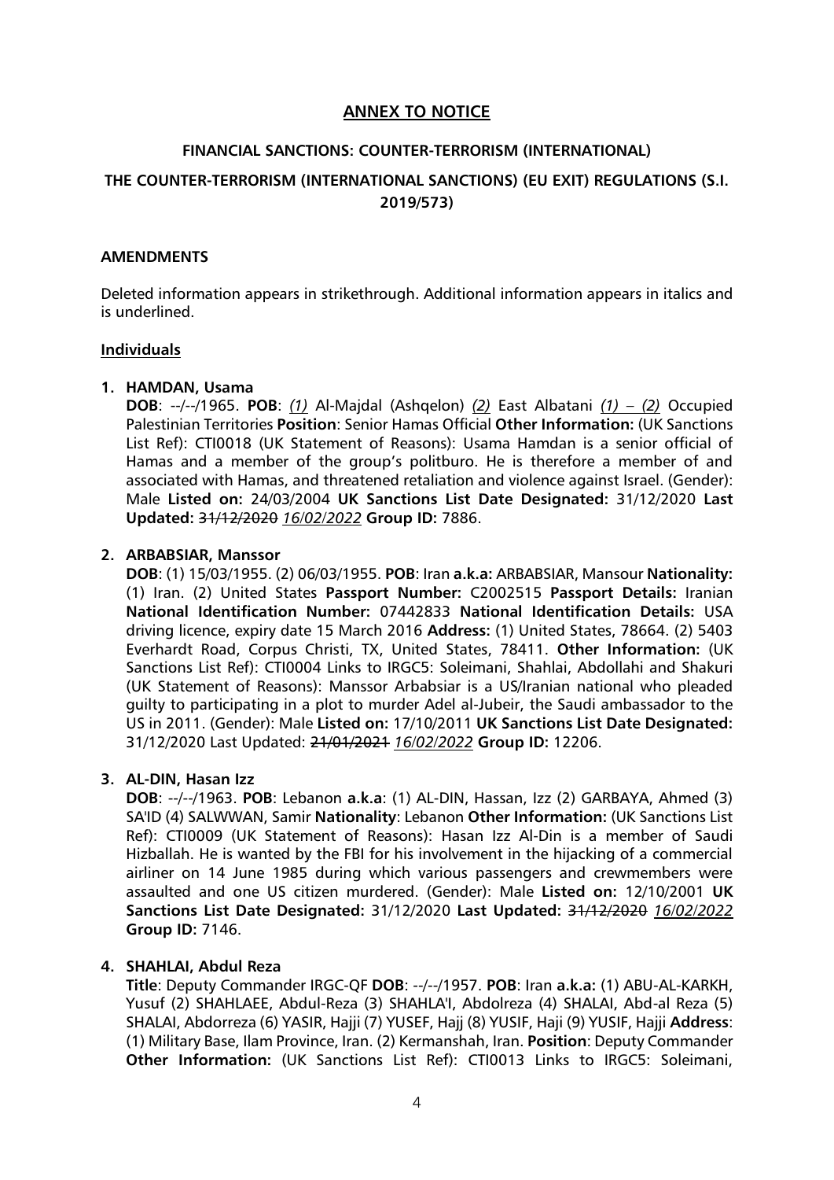## ANNEX TO NOTICE

### FINANCIAL SANCTIONS: COUNTER-TERRORISM (INTERNATIONAL)

### THE COUNTER-TERRORISM (INTERNATIONAL SANCTIONS) (EU EXIT) REGULATIONS (S.I. 2019/573)

#### AMENDMENTS

Deleted information appears in strikethrough. Additional information appears in italics and is underlined.

#### Individuals

1. **HAMDAN, Usama**
   **DOB**: --/--/1965. **POB**: <u>*(1)*</u> Al-Majdal (Ashqelon) <u>*(2)*</u> East Albatani <u>*(1) – (2)*</u> Occupied Palestinian Territories **Position**: Senior Hamas Official **Other Information:** (UK Sanctions List Ref): CTI0018 (UK Statement of Reasons): Usama Hamdan is a senior official of Hamas and a member of the group's politburo. He is therefore a member of and associated with Hamas, and threatened retaliation and violence against Israel. (Gender): Male **Listed on:** 24/03/2004 **UK Sanctions List Date Designated:** 31/12/2020 **Last Updated:** ~~31/12/2020~~ <u>*16/02/2022*</u> **Group ID:** 7886.

2. **ARBABSIAR, Manssor**
   **DOB**: (1) 15/03/1955. (2) 06/03/1955. **POB**: Iran **a.k.a:** ARBABSIAR, Mansour **Nationality:** (1) Iran. (2) United States **Passport Number:** C2002515 **Passport Details:** Iranian **National Identification Number:** 07442833 **National Identification Details:** USA driving licence, expiry date 15 March 2016 **Address:** (1) United States, 78664. (2) 5403 Everhardt Road, Corpus Christi, TX, United States, 78411. **Other Information:** (UK Sanctions List Ref): CTI0004 Links to IRGC5: Soleimani, Shahlai, Abdollahi and Shakuri (UK Statement of Reasons): Manssor Arbabsiar is a US/Iranian national who pleaded guilty to participating in a plot to murder Adel al-Jubeir, the Saudi ambassador to the US in 2011. (Gender): Male **Listed on:** 17/10/2011 **UK Sanctions List Date Designated:** 31/12/2020 Last Updated: ~~21/01/2021~~ <u>*16/02/2022*</u> **Group ID:** 12206.

3. **AL-DIN, Hasan Izz**
   **DOB**: --/--/1963. **POB**: Lebanon **a.k.a**: (1) AL-DIN, Hassan, Izz (2) GARBAYA, Ahmed (3) SA'ID (4) SALWWAN, Samir **Nationality**: Lebanon **Other Information:** (UK Sanctions List Ref): CTI0009 (UK Statement of Reasons): Hasan Izz Al-Din is a member of Saudi Hizballah. He is wanted by the FBI for his involvement in the hijacking of a commercial airliner on 14 June 1985 during which various passengers and crewmembers were assaulted and one US citizen murdered. (Gender): Male **Listed on:** 12/10/2001 **UK Sanctions List Date Designated:** 31/12/2020 **Last Updated:** ~~31/12/2020~~ <u>*16/02/2022*</u> **Group ID:** 7146.

4. **SHAHLAI, Abdul Reza**
   **Title**: Deputy Commander IRGC-QF **DOB**: --/--/1957. **POB**: Iran **a.k.a:** (1) ABU-AL-KARKH, Yusuf (2) SHAHLAEE, Abdul-Reza (3) SHAHLA'I, Abdolreza (4) SHALAI, Abd-al Reza (5) SHALAI, Abdorreza (6) YASIR, Hajji (7) YUSEF, Hajj (8) YUSIF, Haji (9) YUSIF, Hajji **Address**: (1) Military Base, Ilam Province, Iran. (2) Kermanshah, Iran. **Position**: Deputy Commander **Other Information:** (UK Sanctions List Ref): CTI0013 Links to IRGC5: Soleimani,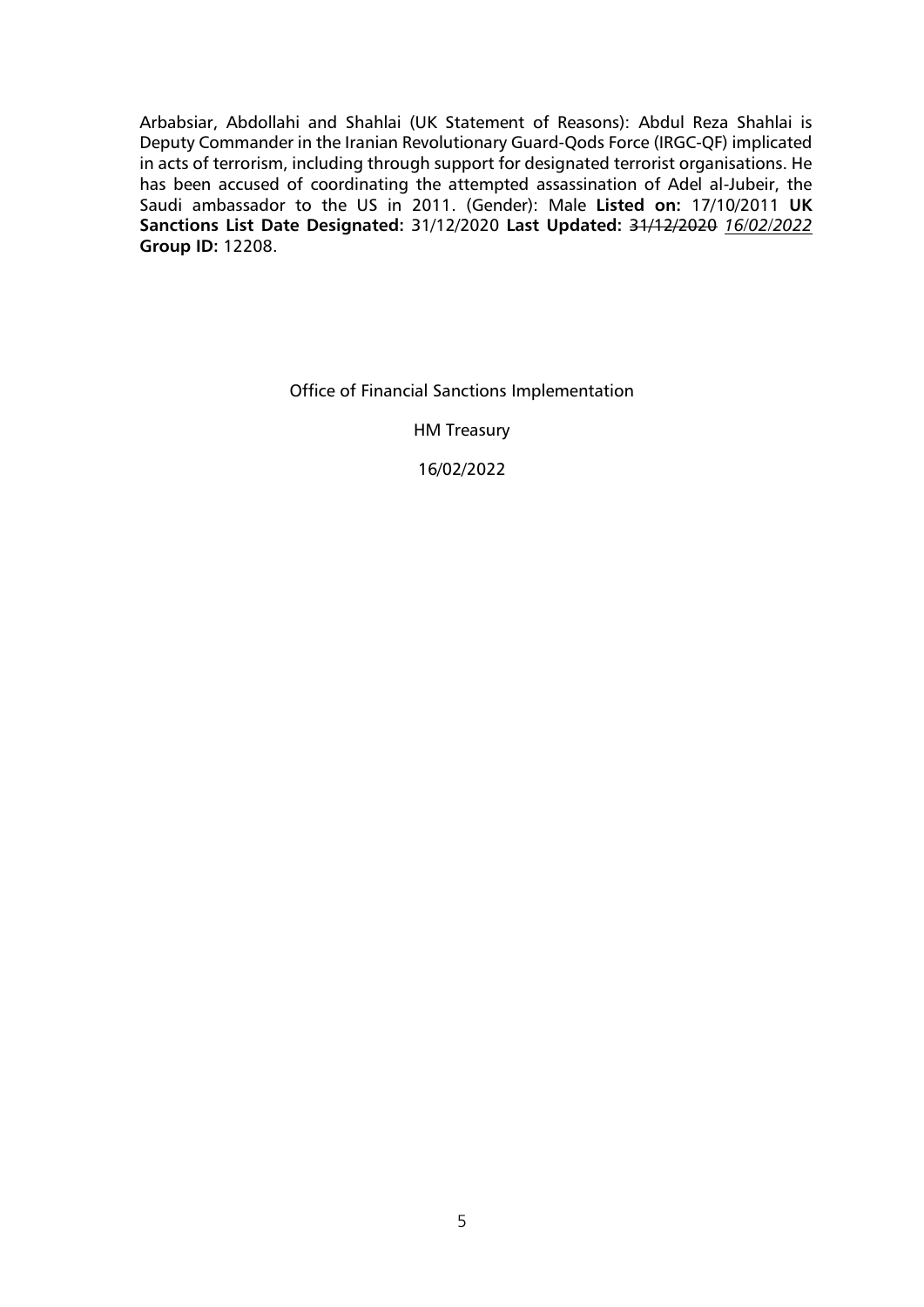Arbabsiar, Abdollahi and Shahlai (UK Statement of Reasons): Abdul Reza Shahlai is Deputy Commander in the Iranian Revolutionary Guard-Qods Force (IRGC-QF) implicated in acts of terrorism, including through support for designated terrorist organisations. He has been accused of coordinating the attempted assassination of Adel al-Jubeir, the Saudi ambassador to the US in 2011. (Gender): Male **Listed on:** 17/10/2011 **UK Sanctions List Date Designated:** 31/12/2020 **Last Updated:** ~~31/12/2020~~ *16/02/2022* **Group ID:** 12208.

Office of Financial Sanctions Implementation

HM Treasury

16/02/2022